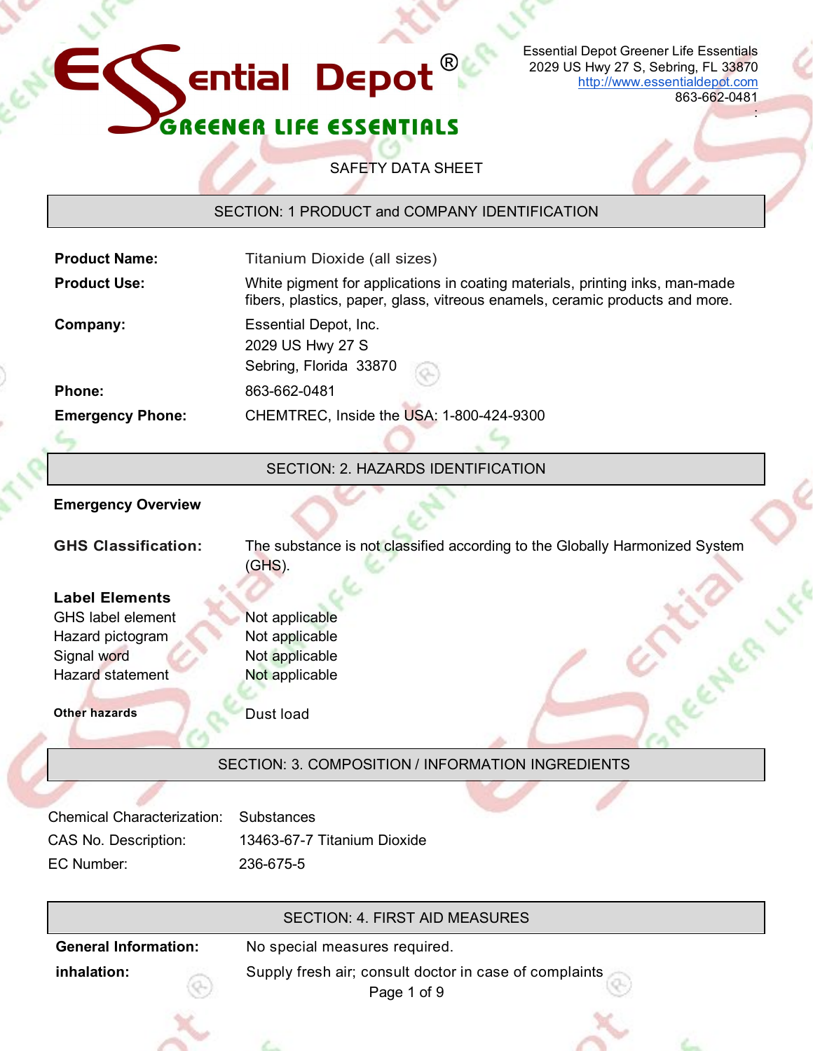# Essential Depot

GREENER LIFE ESSENTIALS

Essential Depot Greener Life Essentials
2029 US Hwy 27 S, Sebring, FL 33870
http://www.essentialdepot.com
863-662-0481

SAFETY DATA SHEET

## SECTION: 1 PRODUCT and COMPANY IDENTIFICATION

| | |
|---|---|
| **Product Name:** | Titanium Dioxide (all sizes) |
| **Product Use:** | White pigment for applications in coating materials, printing inks, man-made fibers, plastics, paper, glass, vitreous enamels, ceramic products and more. |
| **Company:** | Essential Depot, Inc.<br>2029 US Hwy 27 S<br>Sebring, Florida 33870 |
| **Phone:** | 863-662-0481 |
| **Emergency Phone:** | CHEMTREC, Inside the USA: 1-800-424-9300 |

## SECTION: 2. HAZARDS IDENTIFICATION

**Emergency Overview**

**GHS Classification:** The substance is not classified according to the Globally Harmonized System (GHS).

**Label Elements**

| | |
|---|---|
| GHS label element | Not applicable |
| Hazard pictogram | Not applicable |
| Signal word | Not applicable |
| Hazard statement | Not applicable |

**Other hazards** Dust load

## SECTION: 3. COMPOSITION / INFORMATION INGREDIENTS

| | |
|---|---|
| Chemical Characterization: | Substances |
| CAS No. Description: | 13463-67-7 Titanium Dioxide |
| EC Number: | 236-675-5 |

## SECTION: 4. FIRST AID MEASURES

| | |
|---|---|
| **General Information:** | No special measures required. |
| **inhalation:** | Supply fresh air; consult doctor in case of complaints |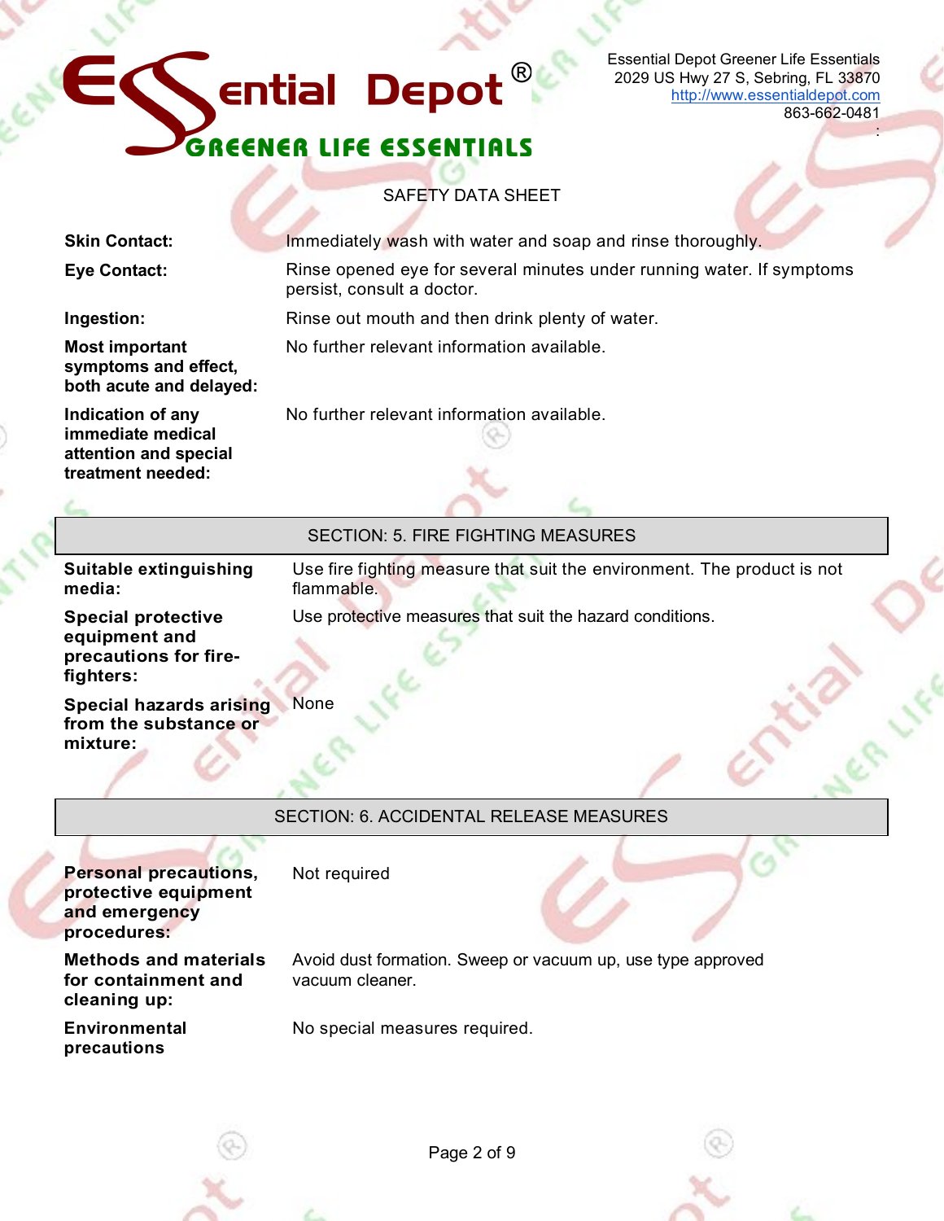| | |
|---|---|
| **Skin Contact:** | Immediately wash with water and soap and rinse thoroughly. |
| **Eye Contact:** | Rinse opened eye for several minutes under running water. If symptoms persist, consult a doctor. |
| **Ingestion:** | Rinse out mouth and then drink plenty of water. |
| **Most important symptoms and effect, both acute and delayed:** | No further relevant information available. |
| **Indication of any immediate medical attention and special treatment needed:** | No further relevant information available. |

## SECTION: 5. FIRE FIGHTING MEASURES

| | |
|---|---|
| **Suitable extinguishing media:** | Use fire fighting measure that suit the environment. The product is not flammable. |
| **Special protective equipment and precautions for fire-fighters:** | Use protective measures that suit the hazard conditions. |
| **Special hazards arising from the substance or mixture:** | None |

## SECTION: 6. ACCIDENTAL RELEASE MEASURES

| | |
|---|---|
| **Personal precautions, protective equipment and emergency procedures:** | Not required |
| **Methods and materials for containment and cleaning up:** | Avoid dust formation. Sweep or vacuum up, use type approved vacuum cleaner. |
| **Environmental precautions** | No special measures required. |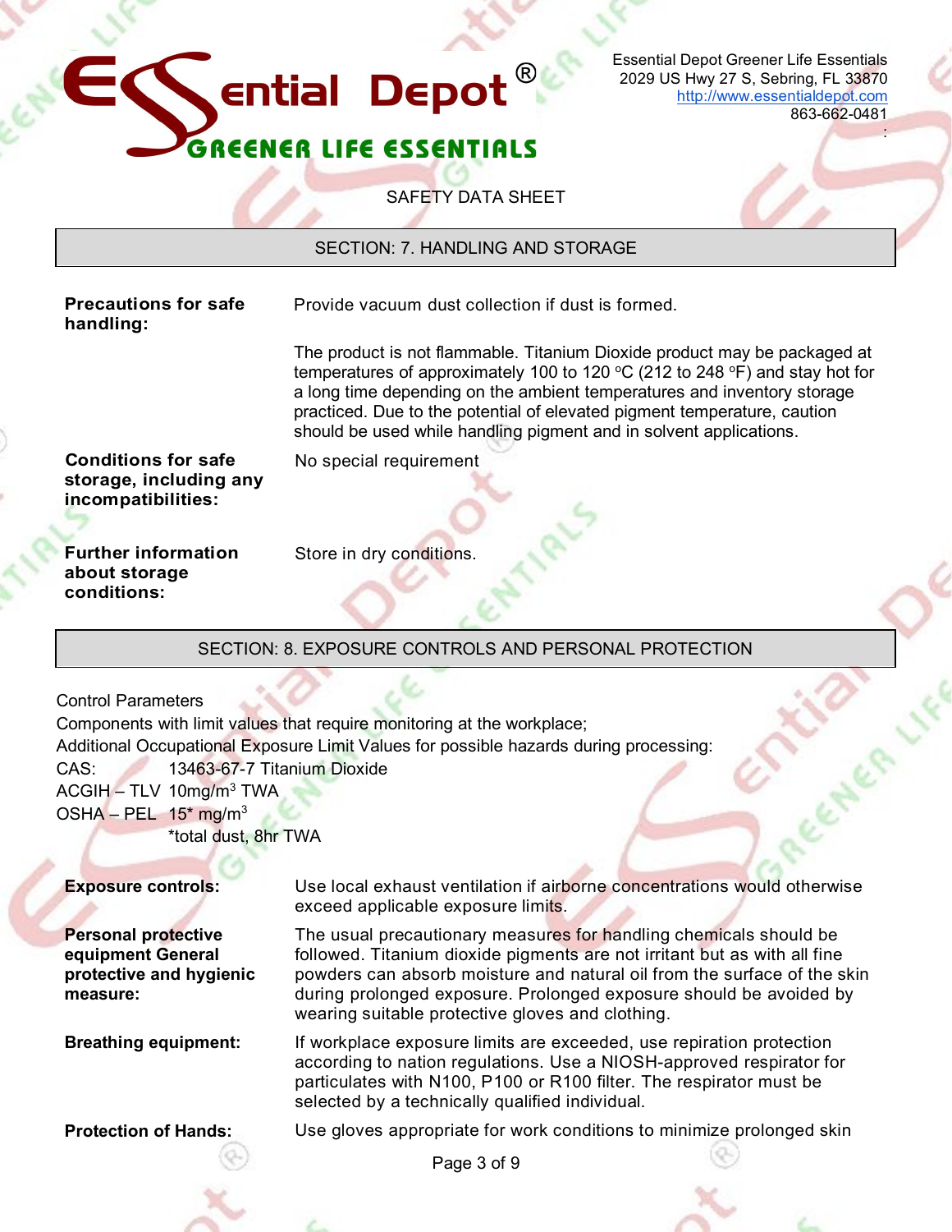SAFETY DATA SHEET

## SECTION: 7. HANDLING AND STORAGE

**Precautions for safe handling:**

Provide vacuum dust collection if dust is formed.

The product is not flammable. Titanium Dioxide product may be packaged at temperatures of approximately 100 to 120 ºC (212 to 248 ºF) and stay hot for a long time depending on the ambient temperatures and inventory storage practiced. Due to the potential of elevated pigment temperature, caution should be used while handling pigment and in solvent applications.

**Conditions for safe storage, including any incompatibilities:**

No special requirement

**Further information about storage conditions:**

Store in dry conditions.

## SECTION: 8. EXPOSURE CONTROLS AND PERSONAL PROTECTION

Control Parameters

Components with limit values that require monitoring at the workplace;

Additional Occupational Exposure Limit Values for possible hazards during processing:

CAS: 13463-67-7 Titanium Dioxide

ACGIH – TLV 10mg/$m^3$ TWA

OSHA – PEL 15* mg/$m^3$

*total dust, 8hr TWA

**Exposure controls:**

Use local exhaust ventilation if airborne concentrations would otherwise exceed applicable exposure limits.

**Personal protective equipment General protective and hygienic measure:**

The usual precautionary measures for handling chemicals should be followed. Titanium dioxide pigments are not irritant but as with all fine powders can absorb moisture and natural oil from the surface of the skin during prolonged exposure. Prolonged exposure should be avoided by wearing suitable protective gloves and clothing.

**Breathing equipment:**

If workplace exposure limits are exceeded, use repiration protection according to nation regulations. Use a NIOSH-approved respirator for particulates with N100, P100 or R100 filter. The respirator must be selected by a technically qualified individual.

**Protection of Hands:**

Use gloves appropriate for work conditions to minimize prolonged skin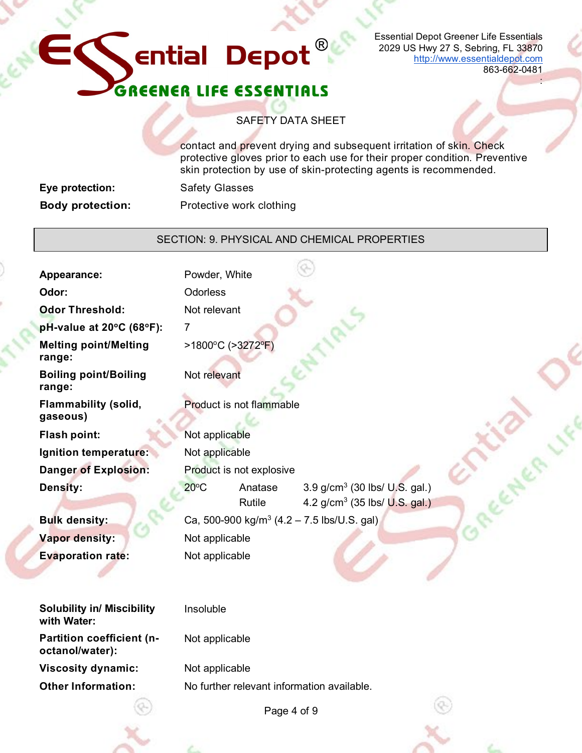contact and prevent drying and subsequent irritation of skin. Check protective gloves prior to each use for their proper condition. Preventive skin protection by use of skin-protecting agents is recommended.

| | |
|---|---|
| **Eye protection:** | Safety Glasses |
| **Body protection:** | Protective work clothing |

## SECTION: 9. PHYSICAL AND CHEMICAL PROPERTIES

| | | | |
|---|---|---|---|
| **Appearance:** | Powder, White | | |
| **Odor:** | Odorless | | |
| **Odor Threshold:** | Not relevant | | |
| **pH-value at 20°C (68°F):** | 7 | | |
| **Melting point/Melting range:** | >1800°C (>3272°F) | | |
| **Boiling point/Boiling range:** | Not relevant | | |
| **Flammability (solid, gaseous)** | Product is not flammable | | |
| **Flash point:** | Not applicable | | |
| **Ignition temperature:** | Not applicable | | |
| **Danger of Explosion:** | Product is not explosive | | |
| **Density:** | 20°C | Anatase | 3.9 g/cm$^3$ (30 lbs/ U.S. gal.) |
| | | Rutile | 4.2 g/cm$^3$ (35 lbs/ U.S. gal.) |
| **Bulk density:** | Ca, 500-900 kg/m$^3$ (4.2 – 7.5 lbs/U.S. gal) | | |
| **Vapor density:** | Not applicable | | |
| **Evaporation rate:** | Not applicable | | |
| **Solubility in/ Miscibility with Water:** | Insoluble | | |
| **Partition coefficient (n-octanol/water):** | Not applicable | | |
| **Viscosity dynamic:** | Not applicable | | |
| **Other Information:** | No further relevant information available. | | |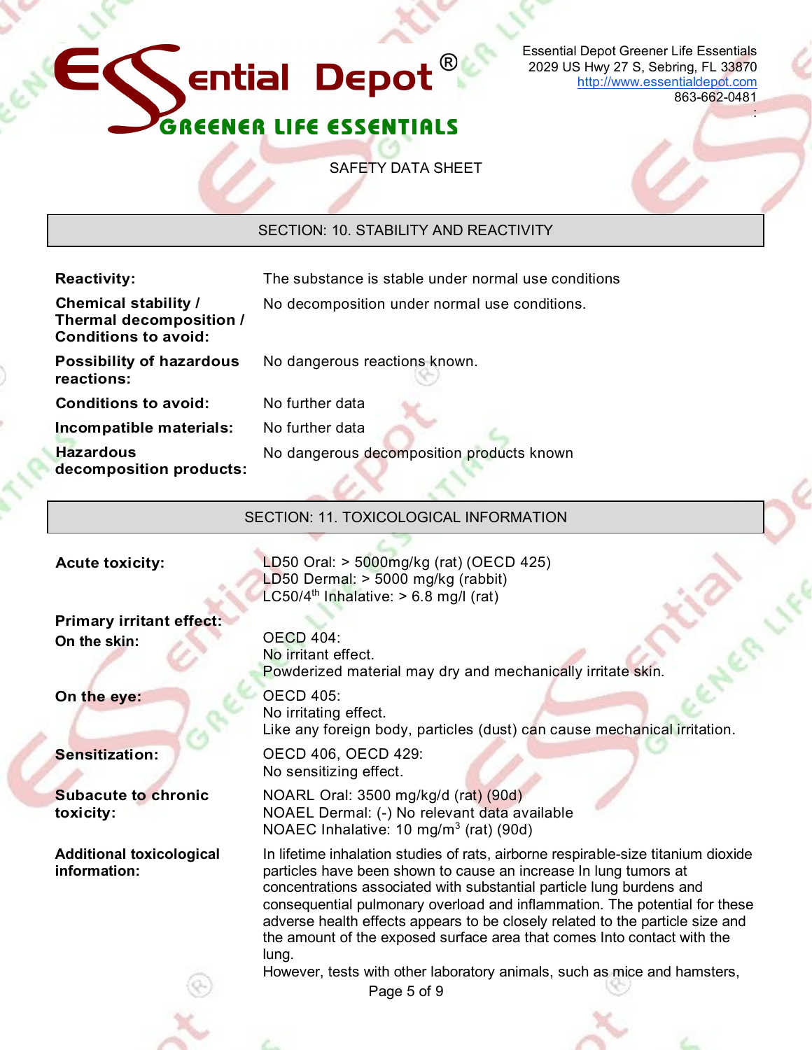Essential Depot Greener Life Essentials
2029 US Hwy 27 S, Sebring, FL 33870
http://www.essentialdepot.com
863-662-0481

SAFETY DATA SHEET

## SECTION: 10. STABILITY AND REACTIVITY

| | |
|---|---|
| **Reactivity:** | The substance is stable under normal use conditions |
| **Chemical stability / Thermal decomposition / Conditions to avoid:** | No decomposition under normal use conditions. |
| **Possibility of hazardous reactions:** | No dangerous reactions known. |
| **Conditions to avoid:** | No further data |
| **Incompatible materials:** | No further data |
| **Hazardous decomposition products:** | No dangerous decomposition products known |

## SECTION: 11. TOXICOLOGICAL INFORMATION

| | |
|---|---|
| **Acute toxicity:** | LD50 Oral: > 5000mg/kg (rat) (OECD 425)<br>LD50 Dermal: > 5000 mg/kg (rabbit)<br>LC50/4$^{th}$ Inhalative: > 6.8 mg/l (rat) |
| **Primary irritant effect:** | |
| **On the skin:** | OECD 404:<br>No irritant effect.<br>Powderized material may dry and mechanically irritate skin. |
| **On the eye:** | OECD 405:<br>No irritating effect.<br>Like any foreign body, particles (dust) can cause mechanical irritation. |
| **Sensitization:** | OECD 406, OECD 429:<br>No sensitizing effect. |
| **Subacute to chronic toxicity:** | NOARL Oral: 3500 mg/kg/d (rat) (90d)<br>NOAEL Dermal: (-) No relevant data available<br>NOAEC Inhalative: 10 mg/m$^3$ (rat) (90d) |
| **Additional toxicological information:** | In lifetime inhalation studies of rats, airborne respirable-size titanium dioxide particles have been shown to cause an increase In lung tumors at concentrations associated with substantial particle lung burdens and consequential pulmonary overload and inflammation. The potential for these adverse health effects appears to be closely related to the particle size and the amount of the exposed surface area that comes Into contact with the lung.<br>However, tests with other laboratory animals, such as mice and hamsters, |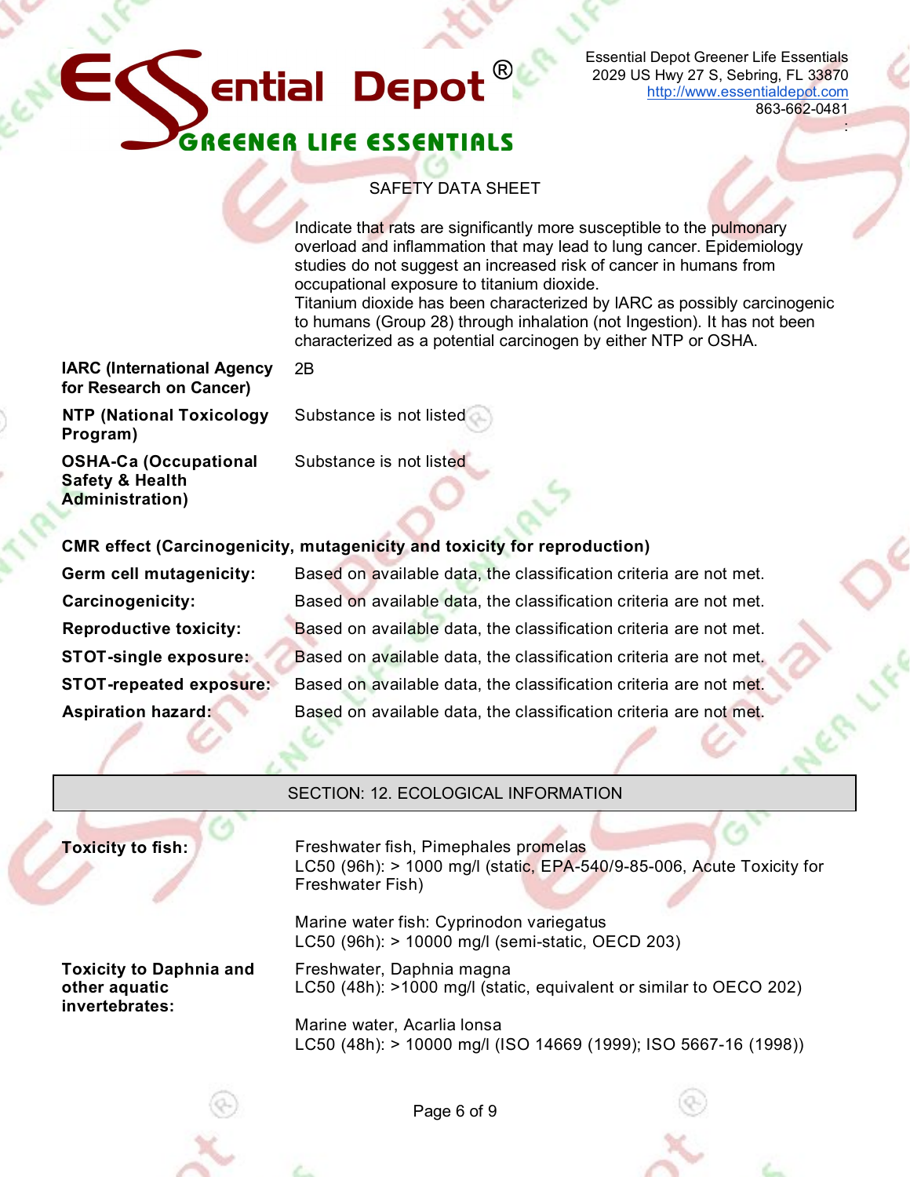SAFETY DATA SHEET

Indicate that rats are significantly more susceptible to the pulmonary overload and inflammation that may lead to lung cancer. Epidemiology studies do not suggest an increased risk of cancer in humans from occupational exposure to titanium dioxide.
Titanium dioxide has been characterized by IARC as possibly carcinogenic to humans (Group 28) through inhalation (not Ingestion). It has not been characterized as a potential carcinogen by either NTP or OSHA.

| | |
|---|---|
| **IARC (International Agency for Research on Cancer)** | 2B |
| **NTP (National Toxicology Program)** | Substance is not listed |
| **OSHA-Ca (Occupational Safety & Health Administration)** | Substance is not listed |

**CMR effect (Carcinogenicity, mutagenicity and toxicity for reproduction)**

| | |
|---|---|
| **Germ cell mutagenicity:** | Based on available data, the classification criteria are not met. |
| **Carcinogenicity:** | Based on available data, the classification criteria are not met. |
| **Reproductive toxicity:** | Based on available data, the classification criteria are not met. |
| **STOT-single exposure:** | Based on available data, the classification criteria are not met. |
| **STOT-repeated exposure:** | Based on available data, the classification criteria are not met. |
| **Aspiration hazard:** | Based on available data, the classification criteria are not met. |

## SECTION: 12. ECOLOGICAL INFORMATION

**Toxicity to fish:**

Freshwater fish, Pimephales promelas
LC50 (96h): > 1000 mg/l (static, EPA-540/9-85-006, Acute Toxicity for Freshwater Fish)

Marine water fish: Cyprinodon variegatus
LC50 (96h): > 10000 mg/l (semi-static, OECD 203)

**Toxicity to Daphnia and other aquatic invertebrates:**

Freshwater, Daphnia magna
LC50 (48h): >1000 mg/l (static, equivalent or similar to OECO 202)

Marine water, Acarlia lonsa
LC50 (48h): > 10000 mg/l (ISO 14669 (1999); ISO 5667-16 (1998))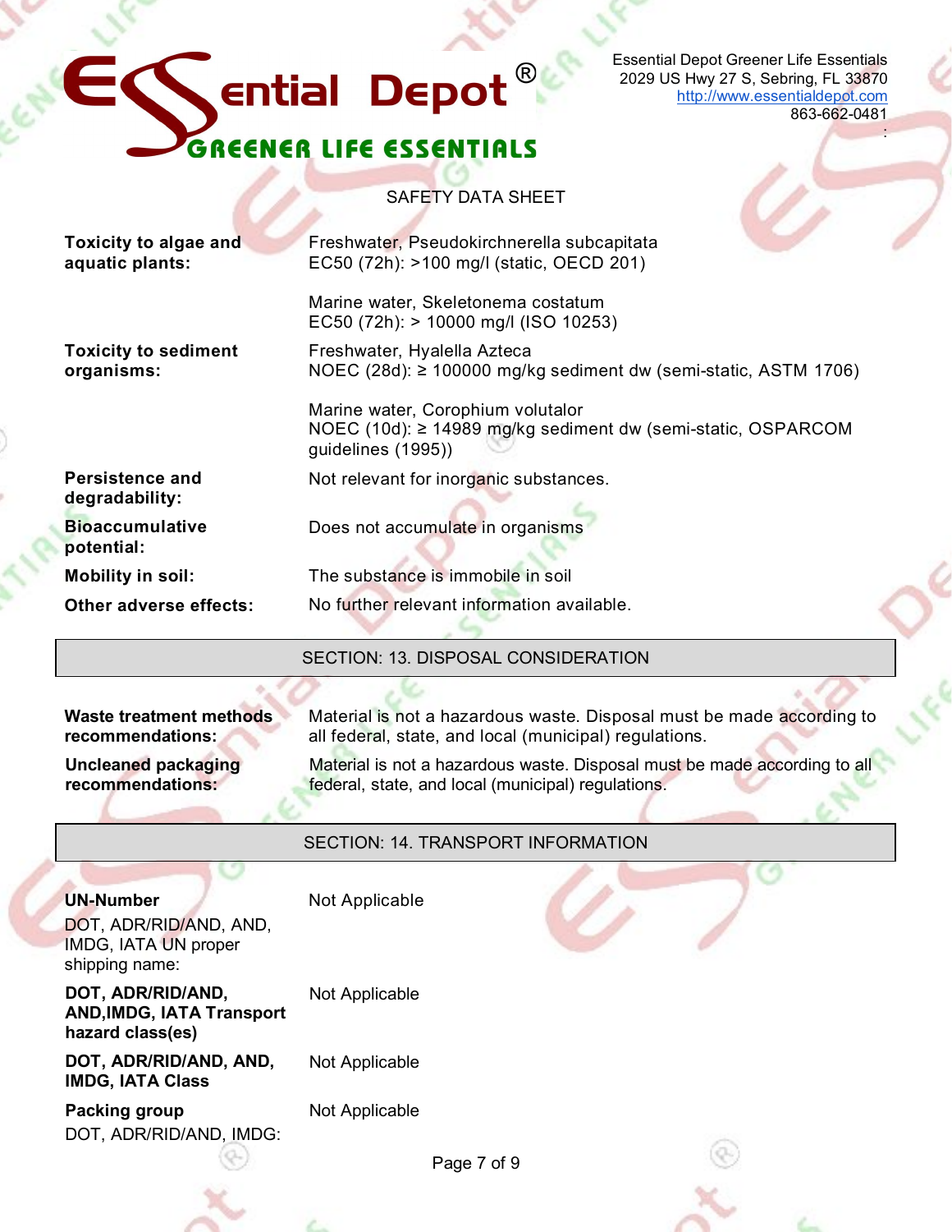Essential Depot Greener Life Essentials
2029 US Hwy 27 S, Sebring, FL 33870
http://www.essentialdepot.com
863-662-0481

SAFETY DATA SHEET

| | |
|---|---|
| **Toxicity to algae and aquatic plants:** | Freshwater, Pseudokirchnerella subcapitata<br>EC50 (72h): >100 mg/l (static, OECD 201)<br><br>Marine water, Skeletonema costatum<br>EC50 (72h): > 10000 mg/l (ISO 10253) |
| **Toxicity to sediment organisms:** | Freshwater, Hyalella Azteca<br>NOEC (28d): ≥ 100000 mg/kg sediment dw (semi-static, ASTM 1706)<br><br>Marine water, Corophium volutalor<br>NOEC (10d): ≥ 14989 mg/kg sediment dw (semi-static, OSPARCOM guidelines (1995)) |
| **Persistence and degradability:** | Not relevant for inorganic substances. |
| **Bioaccumulative potential:** | Does not accumulate in organisms |
| **Mobility in soil:** | The substance is immobile in soil |
| **Other adverse effects:** | No further relevant information available. |

## SECTION: 13. DISPOSAL CONSIDERATION

| | |
|---|---|
| **Waste treatment methods recommendations:** | Material is not a hazardous waste. Disposal must be made according to all federal, state, and local (municipal) regulations. |
| **Uncleaned packaging recommendations:** | Material is not a hazardous waste. Disposal must be made according to all federal, state, and local (municipal) regulations. |

## SECTION: 14. TRANSPORT INFORMATION

| | |
|---|---|
| **UN-Number**<br>DOT, ADR/RID/AND, AND, IMDG, IATA UN proper shipping name: | Not Applicable |
| **DOT, ADR/RID/AND, AND,IMDG, IATA Transport hazard class(es)** | Not Applicable |
| **DOT, ADR/RID/AND, AND, IMDG, IATA Class** | Not Applicable |
| **Packing group**<br>DOT, ADR/RID/AND, IMDG: | Not Applicable |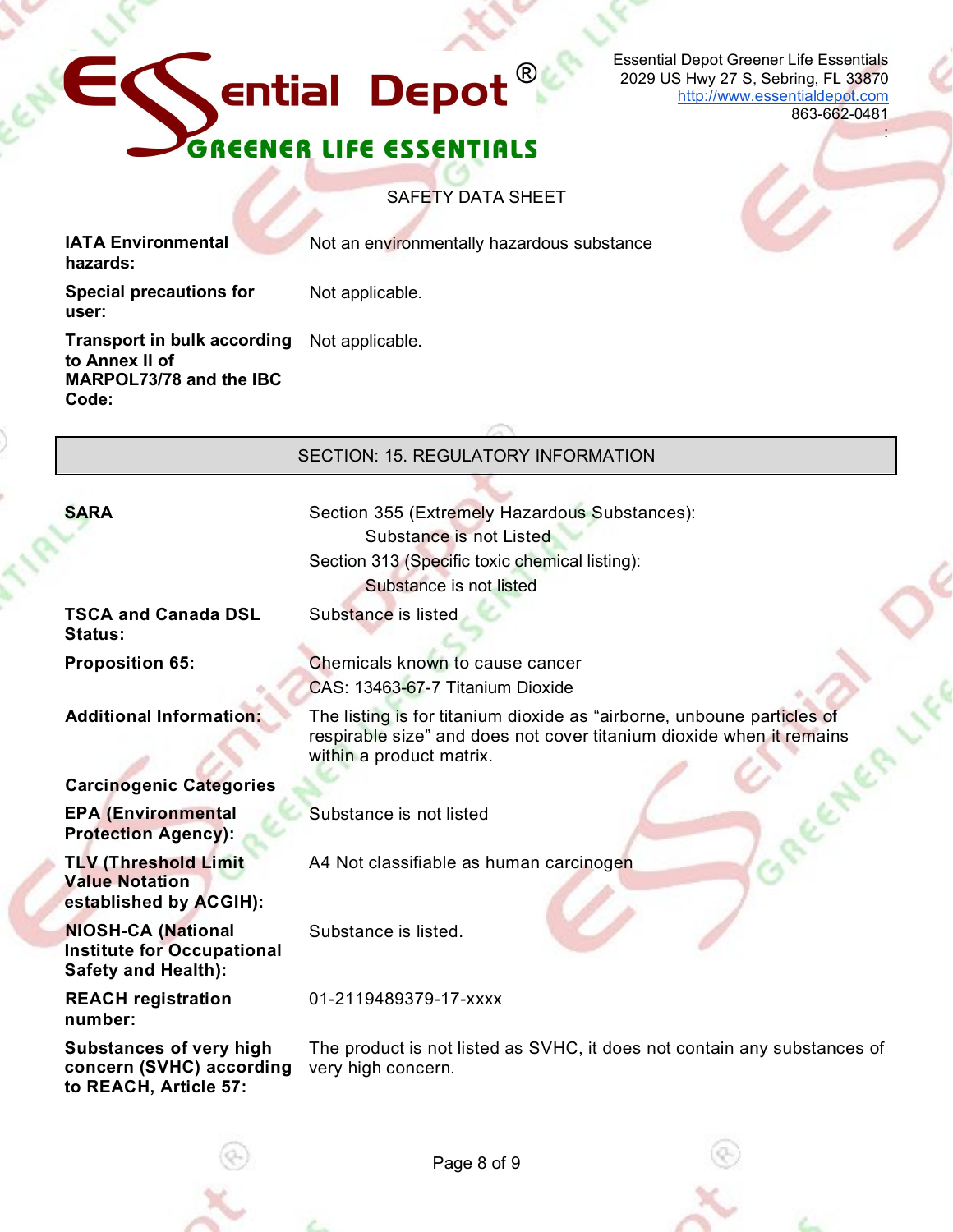SAFETY DATA SHEET

| | |
|---|---|
| **IATA Environmental hazards:** | Not an environmentally hazardous substance |
| **Special precautions for user:** | Not applicable. |
| **Transport in bulk according to Annex II of MARPOL73/78 and the IBC Code:** | Not applicable. |

## SECTION: 15. REGULATORY INFORMATION

| | |
|---|---|
| **SARA** | Section 355 (Extremely Hazardous Substances): Substance is not Listed<br>Section 313 (Specific toxic chemical listing): Substance is not listed |
| **TSCA and Canada DSL Status:** | Substance is listed |
| **Proposition 65:** | Chemicals known to cause cancer<br>CAS: 13463-67-7 Titanium Dioxide |
| **Additional Information:** | The listing is for titanium dioxide as "airborne, unboune particles of respirable size" and does not cover titanium dioxide when it remains within a product matrix. |
| **Carcinogenic Categories** | |
| **EPA (Environmental Protection Agency):** | Substance is not listed |
| **TLV (Threshold Limit Value Notation established by ACGIH):** | A4 Not classifiable as human carcinogen |
| **NIOSH-CA (National Institute for Occupational Safety and Health):** | Substance is listed. |
| **REACH registration number:** | 01-2119489379-17-xxxx |
| **Substances of very high concern (SVHC) according to REACH, Article 57:** | The product is not listed as SVHC, it does not contain any substances of very high concern. |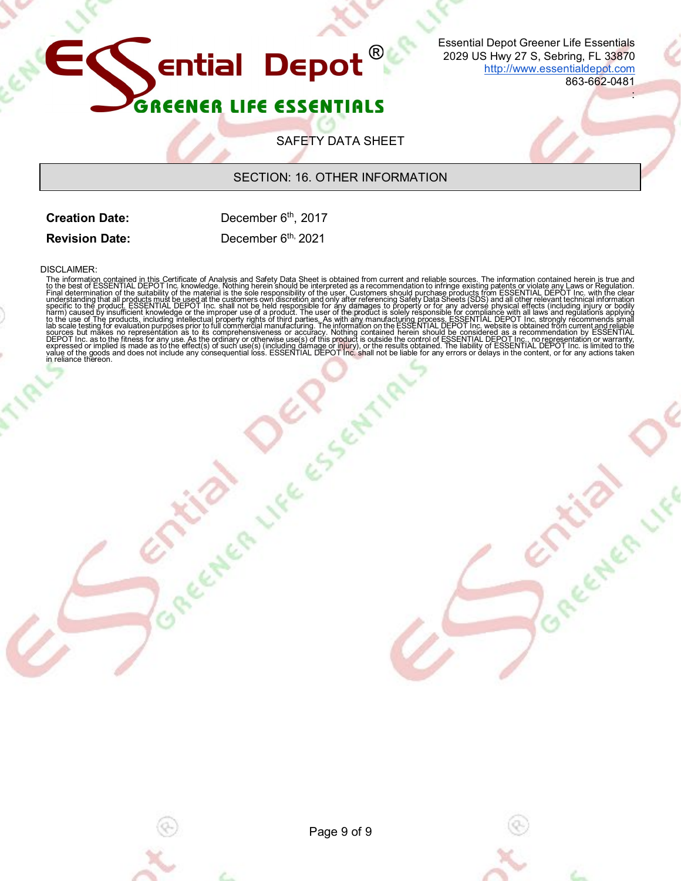Essential Depot Greener Life Essentials
2029 US Hwy 27 S, Sebring, FL 33870
http://www.essentialdepot.com
863-662-0481

SAFETY DATA SHEET

## SECTION: 16. OTHER INFORMATION

**Creation Date:** December 6th, 2017

**Revision Date:** December 6th, 2021

DISCLAIMER:

The information contained in this Certificate of Analysis and Safety Data Sheet is obtained from current and reliable sources. The information contained herein is true and to the best of ESSENTIAL DEPOT Inc. knowledge. Nothing herein should be interpreted as a recommendation to infringe existing patents or violate any Laws or Regulation. Final determination of the suitability of the material is the sole responsibility of the user. Customers should purchase products from ESSENTIAL DEPOT Inc. with the clear understanding that all products must be used at the customers own discretion and only after referencing Safety Data Sheets (SDS) and all other relevant technical information specific to the product. ESSENTIAL DEPOT Inc. shall not be held responsible for any damages to property or for any adverse physical effects (including injury or bodily harm) caused by insufficient knowledge or the improper use of a product. The user of the product is solely responsible for compliance with all laws and regulations applying to the use of The products, including intellectual property rights of third parties. As with any manufacturing process, ESSENTIAL DEPOT Inc. strongly recommends small lab scale testing for evaluation purposes prior to full commercial manufacturing. The information on the ESSENTIAL DEPOT Inc. website is obtained from current and reliable sources but makes no representation as to its comprehensiveness or accuracy. Nothing contained herein should be considered as a recommendation by ESSENTIAL DEPOT Inc. as to the fitness for any use. As the ordinary or otherwise use(s) of this product is outside the control of ESSENTIAL DEPOT Inc., no representation or warranty, expressed or implied is made as to the effect(s) of such use(s) (including damage or injury), or the results obtained. The liability of ESSENTIAL DEPOT Inc. is limited to the value of the goods and does not include any consequential loss. ESSENTIAL DEPOT Inc. shall not be liable for any errors or delays in the content, or for any actions taken in reliance thereon.